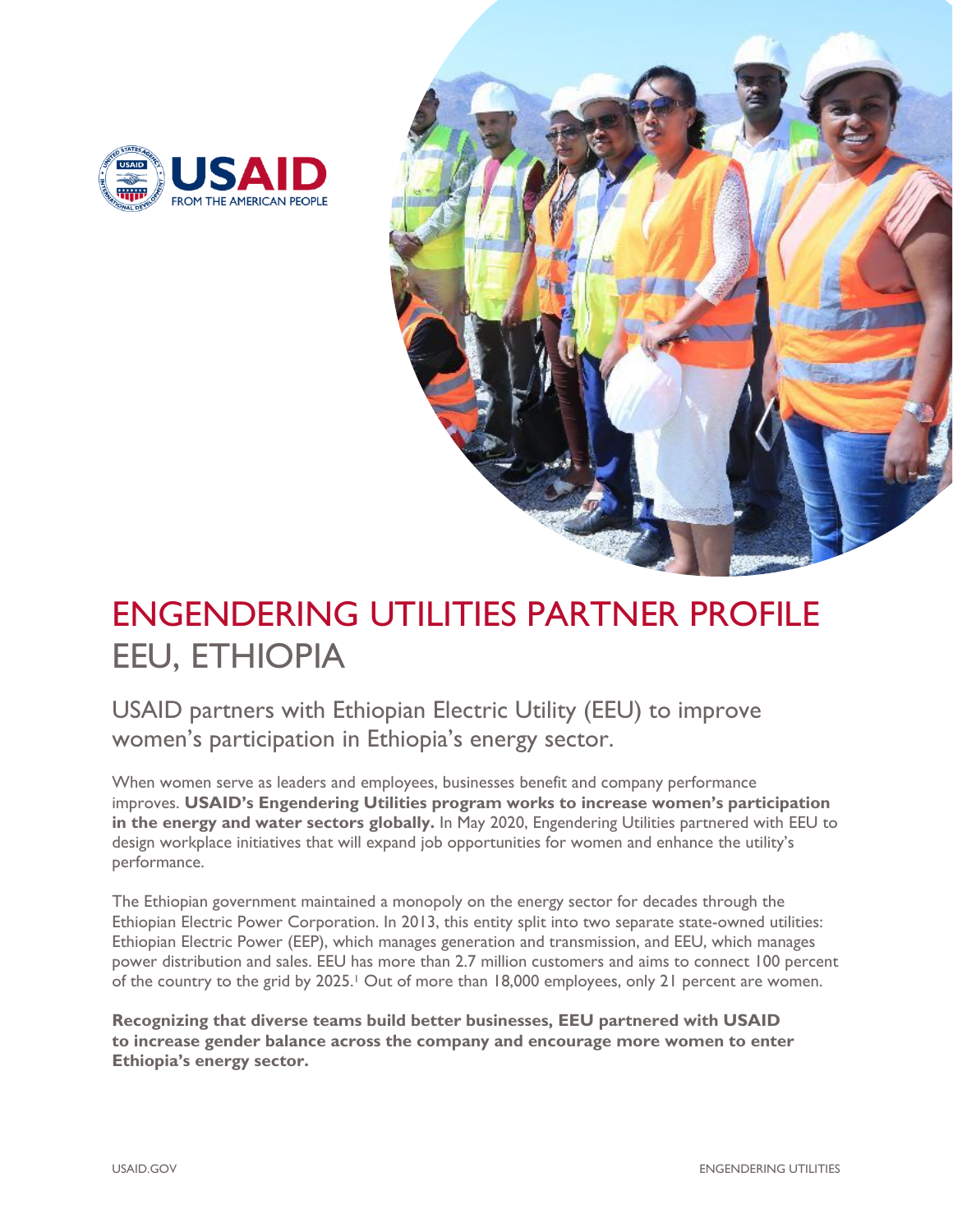# ENGENDERING UTILITIES PARTNER PROFILE

## EEU, ETHIOPIA

### USAID partners with Ethiopian Electric Utility (EEU) to improve women's participation in Ethiopia's energy sector.

When women serve as leaders and employees, businesses benefit and company performance improves. **USAID's Engendering Utilities program works to increase women's participation in the energy and water sectors globally.** In May 2020, Engendering Utilities partnered with EEU to design workplace initiatives that will expand job opportunities for women and enhance the utility's performance.

The Ethiopian government maintained a monopoly on the energy sector for decades through the Ethiopian Electric Power Corporation. In 2013, this entity split into two separate state-owned utilities: Ethiopian Electric Power (EEP), which manages generation and transmission, and EEU, which manages power distribution and sales. EEU has more than 2.7 million customers and aims to connect 100 percent of the country to the grid by 2025.[1] Out of more than 18,000 employees, only 21 percent are women.

**Recognizing that diverse teams build better businesses, EEU partnered with USAID to increase gender balance across the company and encourage more women to enter Ethiopia's energy sector.**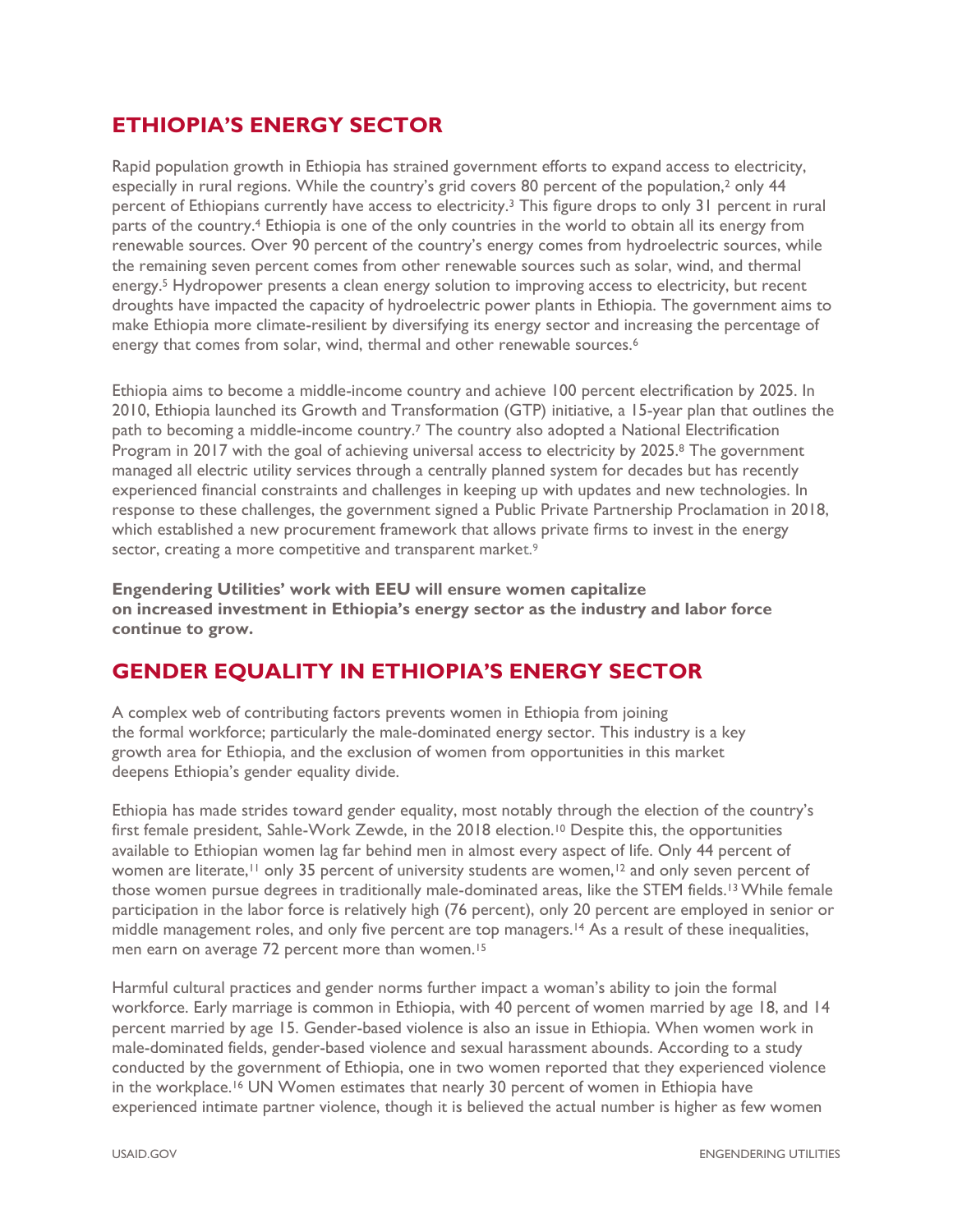## ETHIOPIA'S ENERGY SECTOR

Rapid population growth in Ethiopia has strained government efforts to expand access to electricity, especially in rural regions. While the country's grid covers 80 percent of the population,[2] only 44 percent of Ethiopians currently have access to electricity.[3] This figure drops to only 31 percent in rural parts of the country.[4] Ethiopia is one of the only countries in the world to obtain all its energy from renewable sources. Over 90 percent of the country's energy comes from hydroelectric sources, while the remaining seven percent comes from other renewable sources such as solar, wind, and thermal energy.[5] Hydropower presents a clean energy solution to improving access to electricity, but recent droughts have impacted the capacity of hydroelectric power plants in Ethiopia. The government aims to make Ethiopia more climate-resilient by diversifying its energy sector and increasing the percentage of energy that comes from solar, wind, thermal and other renewable sources.[6]

Ethiopia aims to become a middle-income country and achieve 100 percent electrification by 2025. In 2010, Ethiopia launched its Growth and Transformation (GTP) initiative, a 15-year plan that outlines the path to becoming a middle-income country.[7] The country also adopted a National Electrification Program in 2017 with the goal of achieving universal access to electricity by 2025.[8] The government managed all electric utility services through a centrally planned system for decades but has recently experienced financial constraints and challenges in keeping up with updates and new technologies. In response to these challenges, the government signed a Public Private Partnership Proclamation in 2018, which established a new procurement framework that allows private firms to invest in the energy sector, creating a more competitive and transparent market.[9]

**Engendering Utilities' work with EEU will ensure women capitalize on increased investment in Ethiopia's energy sector as the industry and labor force continue to grow.**

## GENDER EQUALITY IN ETHIOPIA'S ENERGY SECTOR

A complex web of contributing factors prevents women in Ethiopia from joining the formal workforce; particularly the male-dominated energy sector. This industry is a key growth area for Ethiopia, and the exclusion of women from opportunities in this market deepens Ethiopia's gender equality divide.

Ethiopia has made strides toward gender equality, most notably through the election of the country's first female president, Sahle-Work Zewde, in the 2018 election.[10] Despite this, the opportunities available to Ethiopian women lag far behind men in almost every aspect of life. Only 44 percent of women are literate,[11] only 35 percent of university students are women,[12] and only seven percent of those women pursue degrees in traditionally male-dominated areas, like the STEM fields.[13] While female participation in the labor force is relatively high (76 percent), only 20 percent are employed in senior or middle management roles, and only five percent are top managers.[14] As a result of these inequalities, men earn on average 72 percent more than women.[15]

Harmful cultural practices and gender norms further impact a woman's ability to join the formal workforce. Early marriage is common in Ethiopia, with 40 percent of women married by age 18, and 14 percent married by age 15. Gender-based violence is also an issue in Ethiopia. When women work in male-dominated fields, gender-based violence and sexual harassment abounds. According to a study conducted by the government of Ethiopia, one in two women reported that they experienced violence in the workplace.[16] UN Women estimates that nearly 30 percent of women in Ethiopia have experienced intimate partner violence, though it is believed the actual number is higher as few women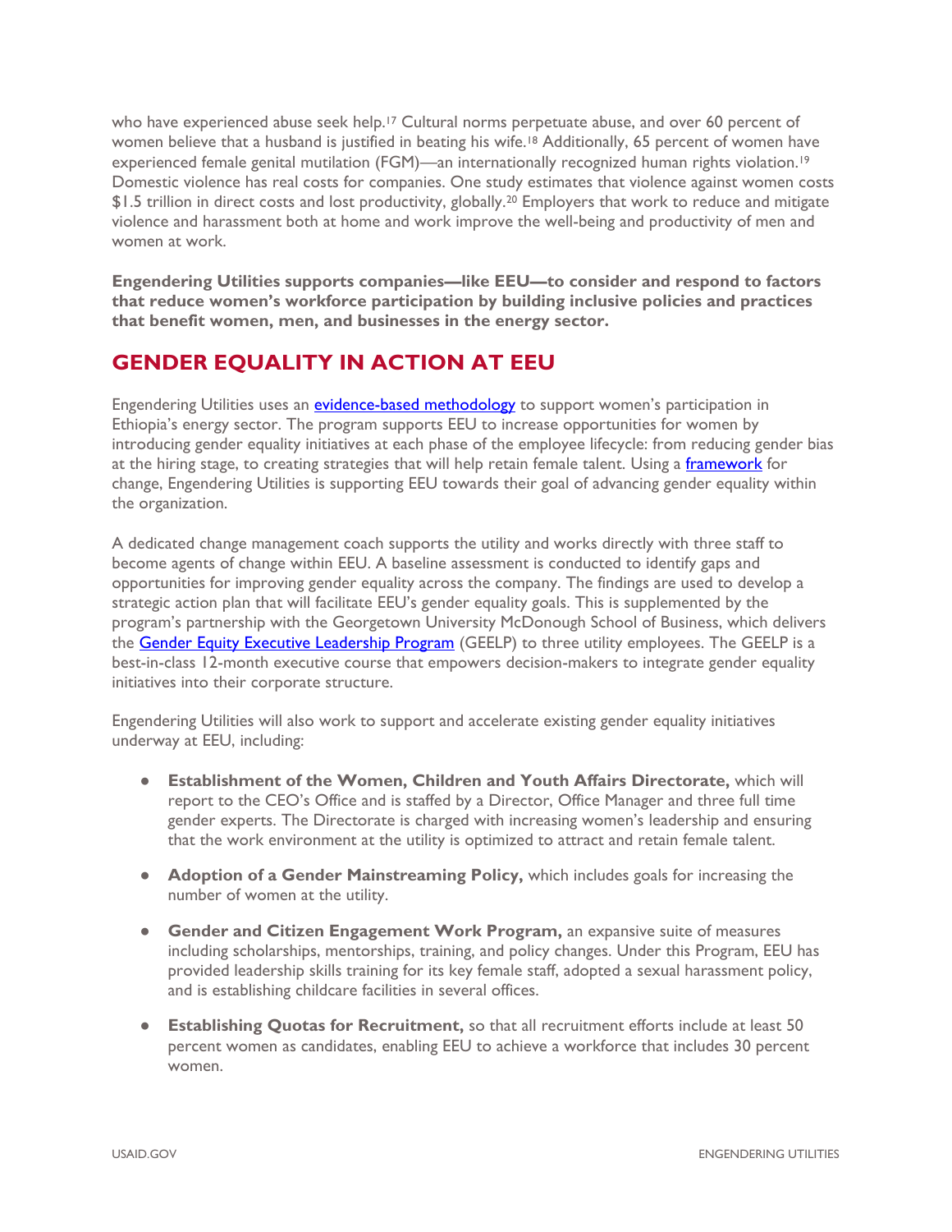who have experienced abuse seek help.[17] Cultural norms perpetuate abuse, and over 60 percent of women believe that a husband is justified in beating his wife.[18] Additionally, 65 percent of women have experienced female genital mutilation (FGM)—an internationally recognized human rights violation.[19] Domestic violence has real costs for companies. One study estimates that violence against women costs $1.5 trillion in direct costs and lost productivity, globally.[20] Employers that work to reduce and mitigate violence and harassment both at home and work improve the well-being and productivity of men and women at work.

**Engendering Utilities supports companies—like EEU—to consider and respond to factors that reduce women's workforce participation by building inclusive policies and practices that benefit women, men, and businesses in the energy sector.**

## GENDER EQUALITY IN ACTION AT EEU

Engendering Utilities uses an evidence-based methodology to support women's participation in Ethiopia's energy sector. The program supports EEU to increase opportunities for women by introducing gender equality initiatives at each phase of the employee lifecycle: from reducing gender bias at the hiring stage, to creating strategies that will help retain female talent. Using a framework for change, Engendering Utilities is supporting EEU towards their goal of advancing gender equality within the organization.

A dedicated change management coach supports the utility and works directly with three staff to become agents of change within EEU. A baseline assessment is conducted to identify gaps and opportunities for improving gender equality across the company. The findings are used to develop a strategic action plan that will facilitate EEU's gender equality goals. This is supplemented by the program's partnership with the Georgetown University McDonough School of Business, which delivers the Gender Equity Executive Leadership Program (GEELP) to three utility employees. The GEELP is a best-in-class 12-month executive course that empowers decision-makers to integrate gender equality initiatives into their corporate structure.

Engendering Utilities will also work to support and accelerate existing gender equality initiatives underway at EEU, including:

- **Establishment of the Women, Children and Youth Affairs Directorate,** which will report to the CEO's Office and is staffed by a Director, Office Manager and three full time gender experts. The Directorate is charged with increasing women's leadership and ensuring that the work environment at the utility is optimized to attract and retain female talent.
- **Adoption of a Gender Mainstreaming Policy,** which includes goals for increasing the number of women at the utility.
- **Gender and Citizen Engagement Work Program,** an expansive suite of measures including scholarships, mentorships, training, and policy changes. Under this Program, EEU has provided leadership skills training for its key female staff, adopted a sexual harassment policy, and is establishing childcare facilities in several offices.
- **Establishing Quotas for Recruitment,** so that all recruitment efforts include at least 50 percent women as candidates, enabling EEU to achieve a workforce that includes 30 percent women.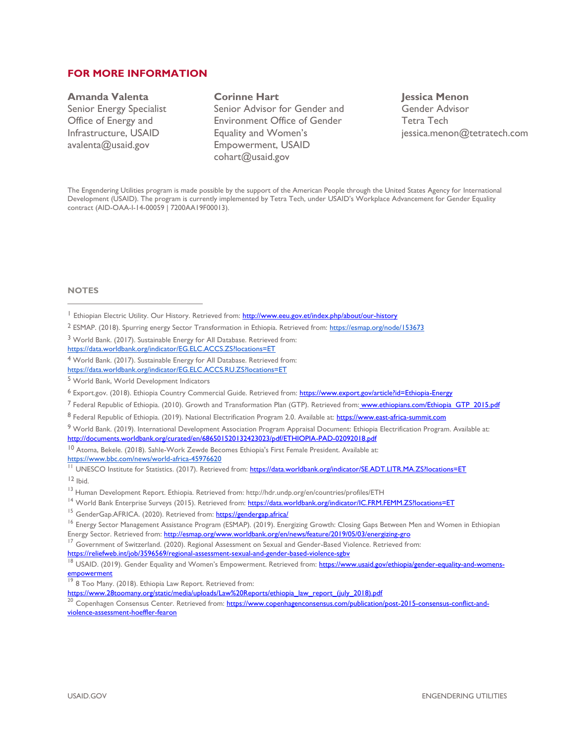## FOR MORE INFORMATION

**Amanda Valenta**
Senior Energy Specialist
Office of Energy and Infrastructure, USAID
avalenta@usaid.gov

**Corinne Hart**
Senior Advisor for Gender and Environment Office of Gender Equality and Women's Empowerment, USAID
cohart@usaid.gov

**Jessica Menon**
Gender Advisor
Tetra Tech
jessica.menon@tetratech.com

The Engendering Utilities program is made possible by the support of the American People through the United States Agency for International Development (USAID). The program is currently implemented by Tetra Tech, under USAID's Workplace Advancement for Gender Equality contract (AID-OAA-I-14-00059 | 7200AA19F00013).

### NOTES

[1] Ethiopian Electric Utility. Our History. Retrieved from: http://www.eeu.gov.et/index.php/about/our-history

[2] ESMAP. (2018). Spurring energy Sector Transformation in Ethiopia. Retrieved from: https://esmap.org/node/153673

[3] World Bank. (2017). Sustainable Energy for All Database. Retrieved from: https://data.worldbank.org/indicator/EG.ELC.ACCS.ZS?locations=ET

[4] World Bank. (2017). Sustainable Energy for All Database. Retrieved from: https://data.worldbank.org/indicator/EG.ELC.ACCS.RU.ZS?locations=ET

[5] World Bank, World Development Indicators

[6] Export.gov. (2018). Ethiopia Country Commercial Guide. Retrieved from: https://www.export.gov/article?id=Ethiopia-Energy

[7] Federal Republic of Ethiopia. (2010). Growth and Transformation Plan (GTP). Retrieved from: www.ethiopians.com/Ethiopia_GTP_2015.pdf

[8] Federal Republic of Ethiopia. (2019). National Electrification Program 2.0. Available at: https://www.east-africa-summit.com

[9] World Bank. (2019). International Development Association Program Appraisal Document: Ethiopia Electrification Program. Available at: http://documents.worldbank.org/curated/en/686501520132423023/pdf/ETHIOPIA-PAD-02092018.pdf

[10] Atoma, Bekele. (2018). Sahle-Work Zewde Becomes Ethiopia's First Female President. Available at: https://www.bbc.com/news/world-africa-45976620

[11] UNESCO Institute for Statistics. (2017). Retrieved from: https://data.worldbank.org/indicator/SE.ADT.LITR.MA.ZS?locations=ET

[12] Ibid.

[13] Human Development Report. Ethiopia. Retrieved from: http://hdr.undp.org/en/countries/profiles/ETH

[14] World Bank Enterprise Surveys (2015). Retrieved from: https://data.worldbank.org/indicator/IC.FRM.FEMM.ZS?locations=ET

[15] GenderGap.AFRICA. (2020). Retrieved from: https://gendergap.africa/

[16] Energy Sector Management Assistance Program (ESMAP). (2019). Energizing Growth: Closing Gaps Between Men and Women in Ethiopian Energy Sector. Retrieved from: http://esmap.org/www.worldbank.org/en/news/feature/2019/05/03/energizing-gro

[17] Government of Switzerland. (2020). Regional Assessment on Sexual and Gender-Based Violence. Retrieved from: https://reliefweb.int/job/3596569/regional-assessment-sexual-and-gender-based-violence-sgbv

[18] USAID. (2019). Gender Equality and Women's Empowerment. Retrieved from: https://www.usaid.gov/ethiopia/gender-equality-and-womens-empowerment

[19] 8 Too Many. (2018). Ethiopia Law Report. Retrieved from: https://www.28toomany.org/static/media/uploads/Law%20Reports/ethiopia_law_report_(july_2018).pdf

[20] Copenhagen Consensus Center. Retrieved from: https://www.copenhagenconsensus.com/publication/post-2015-consensus-conflict-and-violence-assessment-hoeffler-fearon